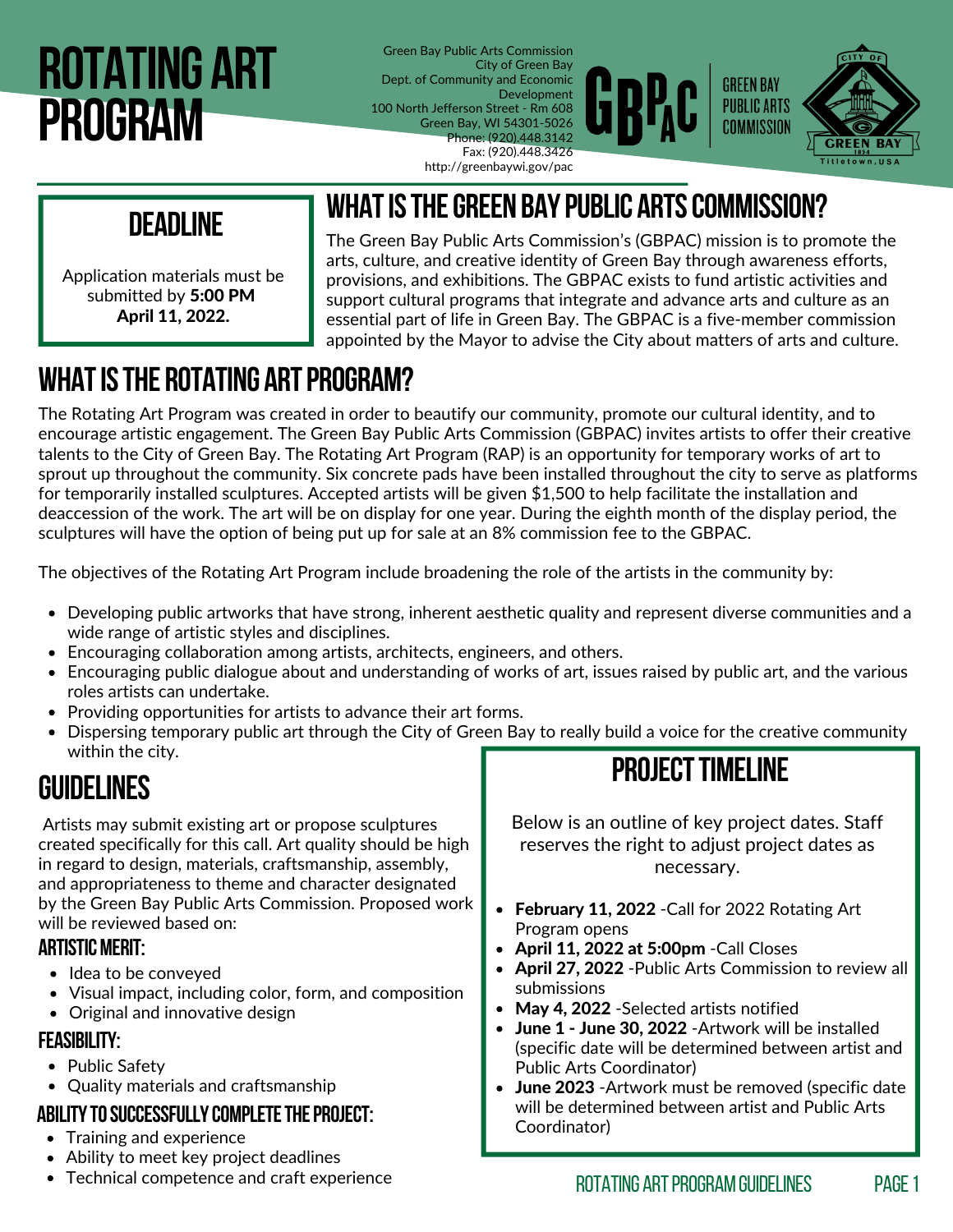# ROTATING ART PROGRAM

Green Bay Public Arts Commission
City of Green Bay
Dept. of Community and Economic Development
100 North Jefferson Street - Rm 608
Green Bay, WI 54301-5026
Phone: (920).448.3142
Fax: (920).448.3426
http://greenbaywi.gov/pac

GBPAC GREEN BAY PUBLIC ARTS COMMISSION

## DEADLINE

Application materials must be submitted by **5:00 PM April 11, 2022.**

## WHAT IS THE GREEN BAY PUBLIC ARTS COMMISSION?

The Green Bay Public Arts Commission's (GBPAC) mission is to promote the arts, culture, and creative identity of Green Bay through awareness efforts, provisions, and exhibitions. The GBPAC exists to fund artistic activities and support cultural programs that integrate and advance arts and culture as an essential part of life in Green Bay. The GBPAC is a five-member commission appointed by the Mayor to advise the City about matters of arts and culture.

## WHAT IS THE ROTATING ART PROGRAM?

The Rotating Art Program was created in order to beautify our community, promote our cultural identity, and to encourage artistic engagement. The Green Bay Public Arts Commission (GBPAC) invites artists to offer their creative talents to the City of Green Bay. The Rotating Art Program (RAP) is an opportunity for temporary works of art to sprout up throughout the community. Six concrete pads have been installed throughout the city to serve as platforms for temporarily installed sculptures. Accepted artists will be given $1,500 to help facilitate the installation and deaccession of the work. The art will be on display for one year. During the eighth month of the display period, the sculptures will have the option of being put up for sale at an 8% commission fee to the GBPAC.

The objectives of the Rotating Art Program include broadening the role of the artists in the community by:

- Developing public artworks that have strong, inherent aesthetic quality and represent diverse communities and a wide range of artistic styles and disciplines.
- Encouraging collaboration among artists, architects, engineers, and others.
- Encouraging public dialogue about and understanding of works of art, issues raised by public art, and the various roles artists can undertake.
- Providing opportunities for artists to advance their art forms.
- Dispersing temporary public art through the City of Green Bay to really build a voice for the creative community within the city.

## GUIDELINES

Artists may submit existing art or propose sculptures created specifically for this call. Art quality should be high in regard to design, materials, craftsmanship, assembly, and appropriateness to theme and character designated by the Green Bay Public Arts Commission. Proposed work will be reviewed based on:

### ARTISTIC MERIT:

- Idea to be conveyed
- Visual impact, including color, form, and composition
- Original and innovative design

### FEASIBILITY:

- Public Safety
- Quality materials and craftsmanship

### ABILITY TO SUCCESSFULLY COMPLETE THE PROJECT:

- Training and experience
- Ability to meet key project deadlines
- Technical competence and craft experience

## PROJECT TIMELINE

Below is an outline of key project dates. Staff reserves the right to adjust project dates as necessary.

- **February 11, 2022** -Call for 2022 Rotating Art Program opens
- **April 11, 2022 at 5:00pm** -Call Closes
- **April 27, 2022** -Public Arts Commission to review all submissions
- **May 4, 2022** -Selected artists notified
- **June 1 - June 30, 2022** -Artwork will be installed (specific date will be determined between artist and Public Arts Coordinator)
- **June 2023** -Artwork must be removed (specific date will be determined between artist and Public Arts Coordinator)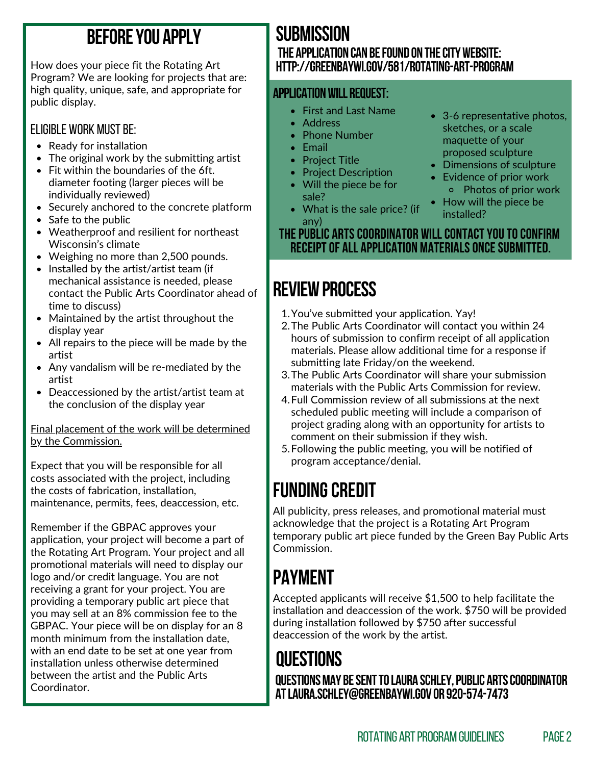# BEFORE YOU APPLY

How does your piece fit the Rotating Art Program? We are looking for projects that are: high quality, unique, safe, and appropriate for public display.

### ELIGIBLE WORK MUST BE:

- Ready for installation
- The original work by the submitting artist
- Fit within the boundaries of the 6ft. diameter footing (larger pieces will be individually reviewed)
- Securely anchored to the concrete platform
- Safe to the public
- Weatherproof and resilient for northeast Wisconsin's climate
- Weighing no more than 2,500 pounds.
- Installed by the artist/artist team (if mechanical assistance is needed, please contact the Public Arts Coordinator ahead of time to discuss)
- Maintained by the artist throughout the display year
- All repairs to the piece will be made by the artist
- Any vandalism will be re-mediated by the artist
- Deaccessioned by the artist/artist team at the conclusion of the display year

Final placement of the work will be determined by the Commission.

Expect that you will be responsible for all costs associated with the project, including the costs of fabrication, installation, maintenance, permits, fees, deaccession, etc.

Remember if the GBPAC approves your application, your project will become a part of the Rotating Art Program. Your project and all promotional materials will need to display our logo and/or credit language. You are not receiving a grant for your project. You are providing a temporary public art piece that you may sell at an 8% commission fee to the GBPAC. Your piece will be on display for an 8 month minimum from the installation date, with an end date to be set at one year from installation unless otherwise determined between the artist and the Public Arts Coordinator.

# SUBMISSION

**THE APPLICATION CAN BE FOUND ON THE CITY WEBSITE: HTTP://GREENBAYWI.GOV/581/ROTATING-ART-PROGRAM**

### APPLICATION WILL REQUEST:

- First and Last Name
- Address
- Phone Number
- Email
- Project Title
- Project Description
- Will the piece be for sale?
- What is the sale price? (if any)
- 3-6 representative photos, sketches, or a scale maquette of your proposed sculpture
- Dimensions of sculpture
- Evidence of prior work
  - Photos of prior work
- How will the piece be installed?

**THE PUBLIC ARTS COORDINATOR WILL CONTACT YOU TO CONFIRM RECEIPT OF ALL APPLICATION MATERIALS ONCE SUBMITTED.**

# REVIEW PROCESS

1. You've submitted your application. Yay!
2. The Public Arts Coordinator will contact you within 24 hours of submission to confirm receipt of all application materials. Please allow additional time for a response if submitting late Friday/on the weekend.
3. The Public Arts Coordinator will share your submission materials with the Public Arts Commission for review.
4. Full Commission review of all submissions at the next scheduled public meeting will include a comparison of project grading along with an opportunity for artists to comment on their submission if they wish.
5. Following the public meeting, you will be notified of program acceptance/denial.

# FUNDING CREDIT

All publicity, press releases, and promotional material must acknowledge that the project is a Rotating Art Program temporary public art piece funded by the Green Bay Public Arts Commission.

# PAYMENT

Accepted applicants will receive $1,500 to help facilitate the installation and deaccession of the work. $750 will be provided during installation followed by $750 after successful deaccession of the work by the artist.

# QUESTIONS

**QUESTIONS MAY BE SENT TO LAURA SCHLEY, PUBLIC ARTS COORDINATOR AT LAURA.SCHLEY@GREENBAYWI.GOV OR 920-574-7473**